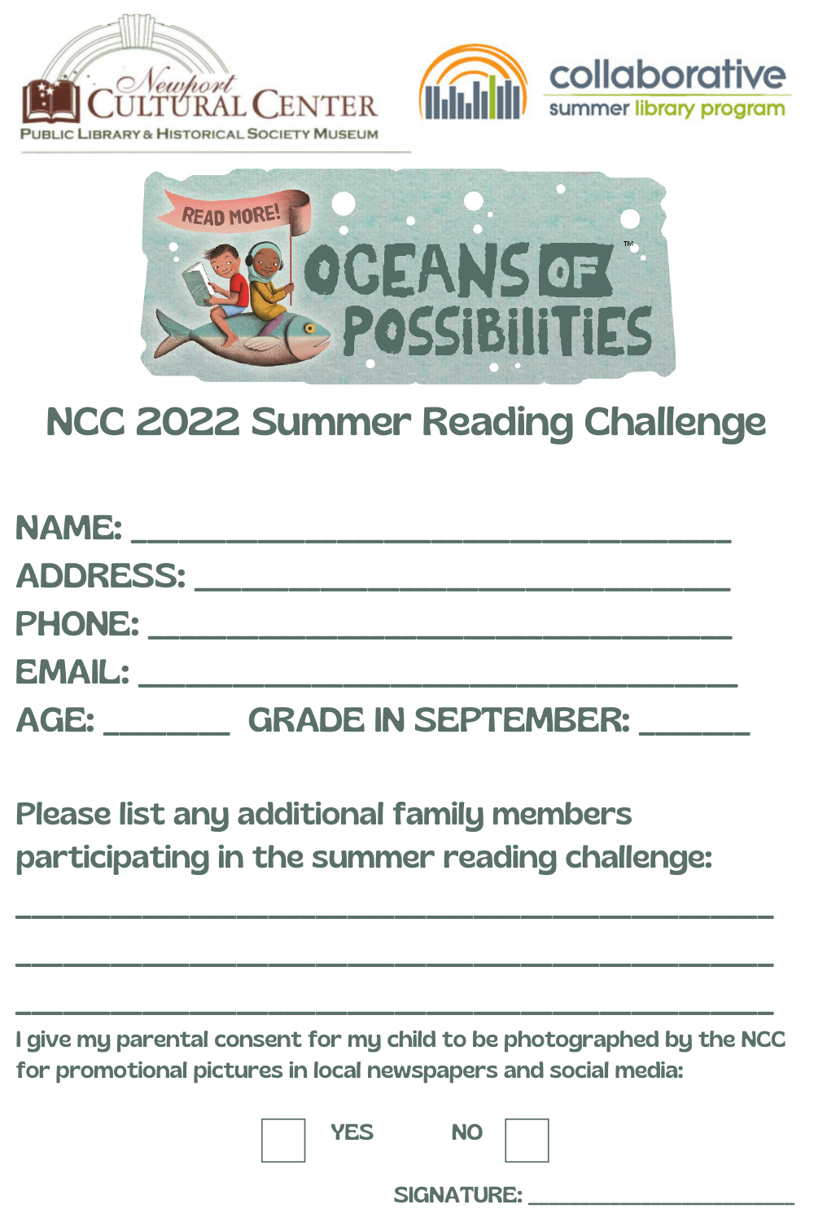Newport Cultural Center

Public Library & Historical Society Museum

collaborative summer library program

READ MORE!

OCEANS OF POSSIBILITIES™

# NCC 2022 Summer Reading Challenge

**NAME:** ________________________________

**ADDRESS:** ________________________________

**PHONE:** ________________________________

**EMAIL:** ________________________________

**AGE:** _______ **GRADE IN SEPTEMBER:** ______

**Please list any additional family members participating in the summer reading challenge:**

________________________________________

________________________________________

________________________________________

I give my parental consent for my child to be photographed by the NCC for promotional pictures in local newspapers and social media:

☐ YES NO ☐

SIGNATURE: ____________________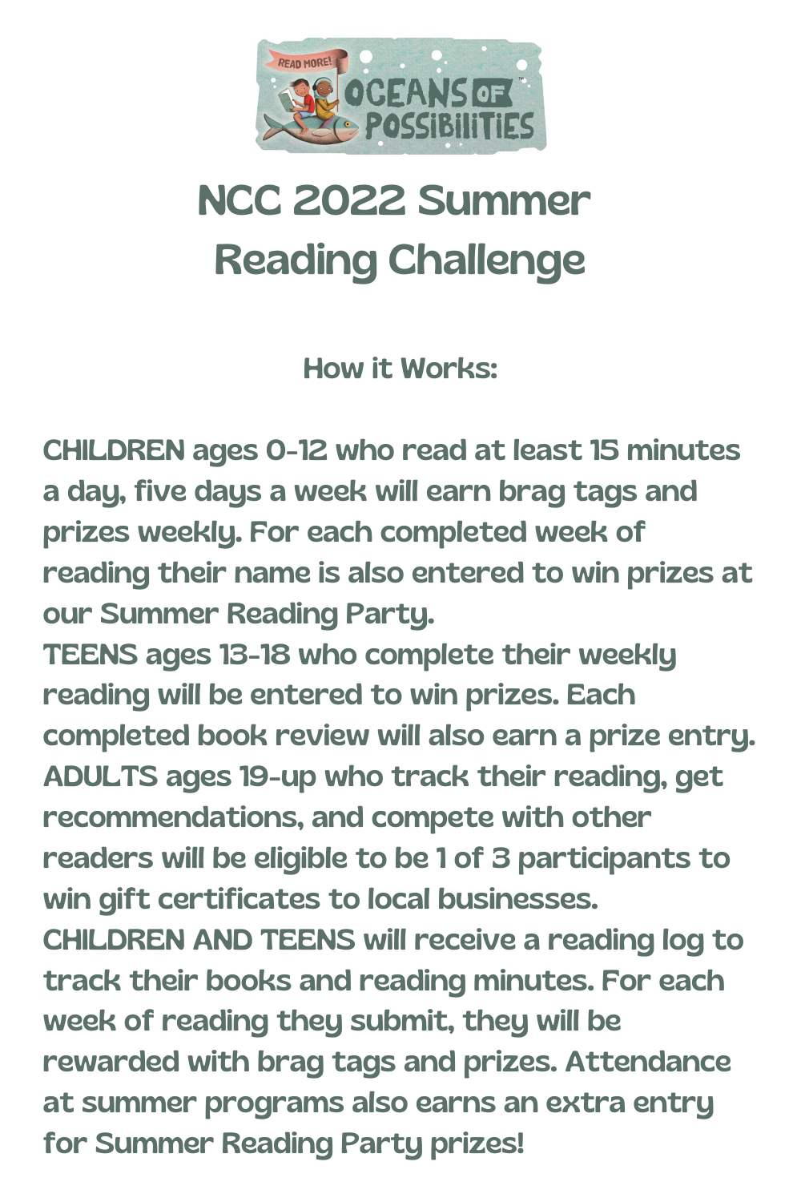# NCC 2022 Summer Reading Challenge

## How it Works:

**CHILDREN** ages 0-12 who read at least 15 minutes a day, five days a week will earn brag tags and prizes weekly. For each completed week of reading their name is also entered to win prizes at our Summer Reading Party.

**TEENS** ages 13-18 who complete their weekly reading will be entered to win prizes. Each completed book review will also earn a prize entry.

**ADULTS** ages 19-up who track their reading, get recommendations, and compete with other readers will be eligible to be 1 of 3 participants to win gift certificates to local businesses.

**CHILDREN AND TEENS** will receive a reading log to track their books and reading minutes. For each week of reading they submit, they will be rewarded with brag tags and prizes. Attendance at summer programs also earns an extra entry for Summer Reading Party prizes!